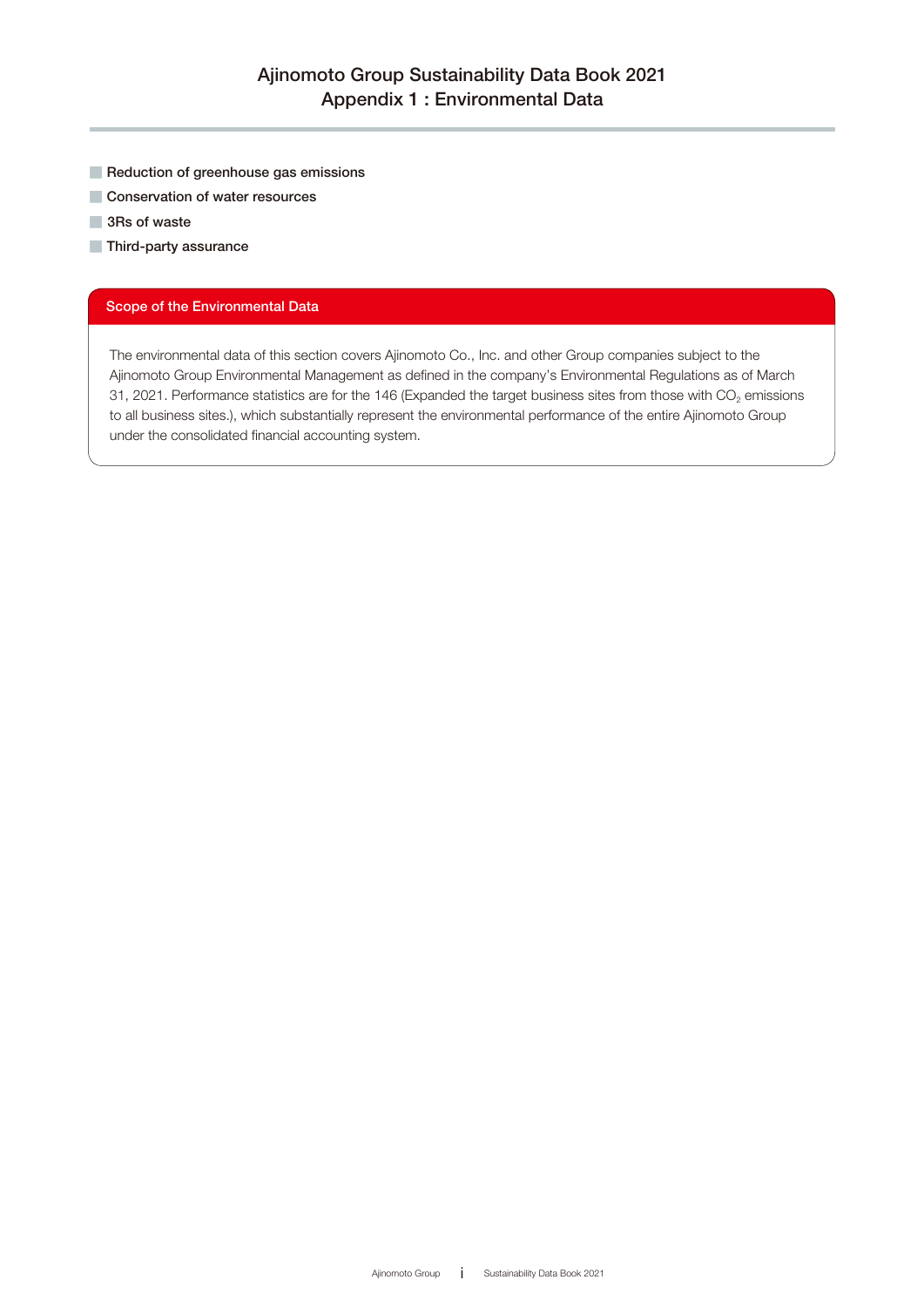# Ajinomoto Group Sustainability Data Book 2021
## Appendix 1 : Environmental Data

- Reduction of greenhouse gas emissions
- Conservation of water resources
- 3Rs of waste
- Third-party assurance

### Scope of the Environmental Data

The environmental data of this section covers Ajinomoto Co., Inc. and other Group companies subject to the Ajinomoto Group Environmental Management as defined in the company's Environmental Regulations as of March 31, 2021. Performance statistics are for the 146 (Expanded the target business sites from those with $CO_2$ emissions to all business sites.), which substantially represent the environmental performance of the entire Ajinomoto Group under the consolidated financial accounting system.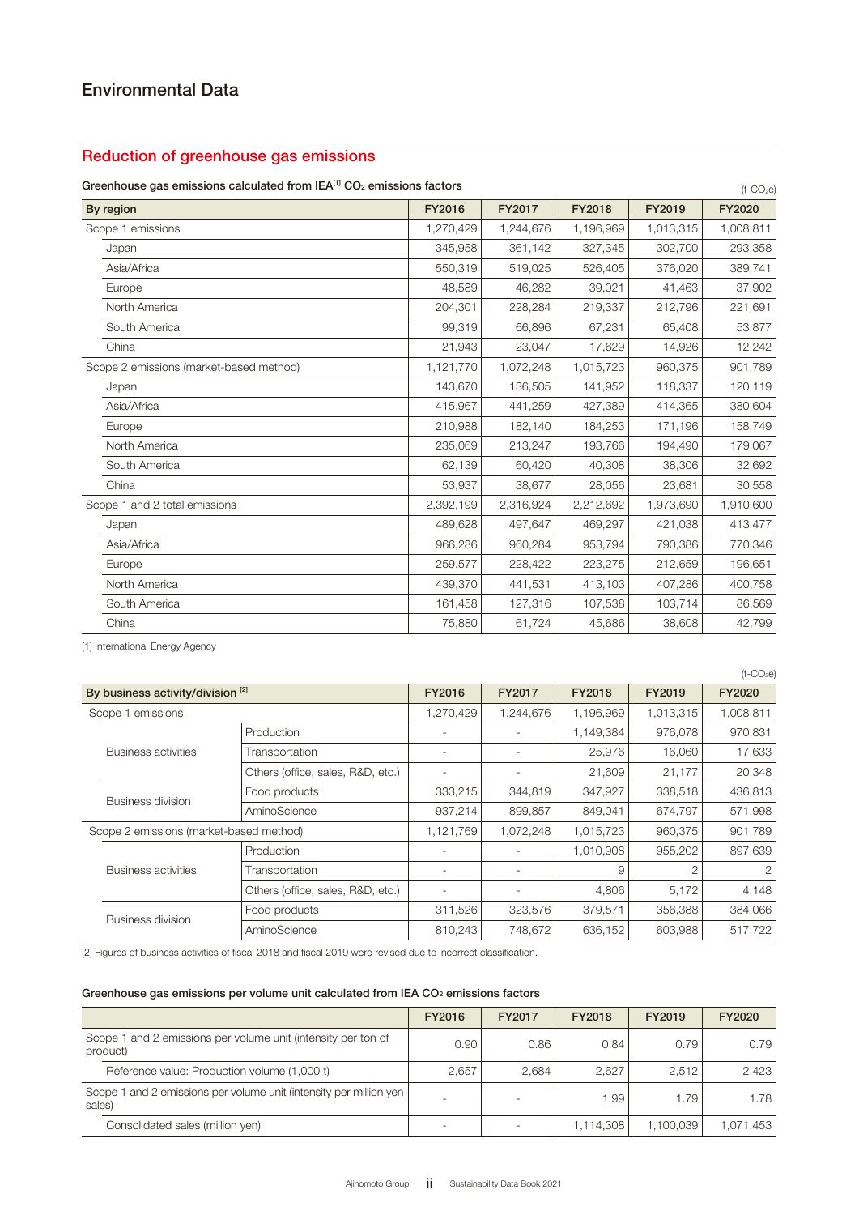# Environmental Data

## Reduction of greenhouse gas emissions

**Greenhouse gas emissions calculated from IEA[1] $CO_2$ emissions factors**

($t\text{-}CO_2e$)

| By region | FY2016 | FY2017 | FY2018 | FY2019 | FY2020 |
|---|---|---|---|---|---|
| Scope 1 emissions | 1,270,429 | 1,244,676 | 1,196,969 | 1,013,315 | 1,008,811 |
| Japan | 345,958 | 361,142 | 327,345 | 302,700 | 293,358 |
| Asia/Africa | 550,319 | 519,025 | 526,405 | 376,020 | 389,741 |
| Europe | 48,589 | 46,282 | 39,021 | 41,463 | 37,902 |
| North America | 204,301 | 228,284 | 219,337 | 212,796 | 221,691 |
| South America | 99,319 | 66,896 | 67,231 | 65,408 | 53,877 |
| China | 21,943 | 23,047 | 17,629 | 14,926 | 12,242 |
| Scope 2 emissions (market-based method) | 1,121,770 | 1,072,248 | 1,015,723 | 960,375 | 901,789 |
| Japan | 143,670 | 136,505 | 141,952 | 118,337 | 120,119 |
| Asia/Africa | 415,967 | 441,259 | 427,389 | 414,365 | 380,604 |
| Europe | 210,988 | 182,140 | 184,253 | 171,196 | 158,749 |
| North America | 235,069 | 213,247 | 193,766 | 194,490 | 179,067 |
| South America | 62,139 | 60,420 | 40,308 | 38,306 | 32,692 |
| China | 53,937 | 38,677 | 28,056 | 23,681 | 30,558 |
| Scope 1 and 2 total emissions | 2,392,199 | 2,316,924 | 2,212,692 | 1,973,690 | 1,910,600 |
| Japan | 489,628 | 497,647 | 469,297 | 421,038 | 413,477 |
| Asia/Africa | 966,286 | 960,284 | 953,794 | 790,386 | 770,346 |
| Europe | 259,577 | 228,422 | 223,275 | 212,659 | 196,651 |
| North America | 439,370 | 441,531 | 413,103 | 407,286 | 400,758 |
| South America | 161,458 | 127,316 | 107,538 | 103,714 | 86,569 |
| China | 75,880 | 61,724 | 45,686 | 38,608 | 42,799 |

[1] International Energy Agency

($t\text{-}CO_2e$)

| By business activity/division [2] | | FY2016 | FY2017 | FY2018 | FY2019 | FY2020 |
|---|---|---|---|---|---|---|
| Scope 1 emissions | | 1,270,429 | 1,244,676 | 1,196,969 | 1,013,315 | 1,008,811 |
| Business activities | Production | - | - | 1,149,384 | 976,078 | 970,831 |
| | Transportation | - | - | 25,976 | 16,060 | 17,633 |
| | Others (office, sales, R&D, etc.) | - | - | 21,609 | 21,177 | 20,348 |
| Business division | Food products | 333,215 | 344,819 | 347,927 | 338,518 | 436,813 |
| | AminoScience | 937,214 | 899,857 | 849,041 | 674,797 | 571,998 |
| Scope 2 emissions (market-based method) | | 1,121,769 | 1,072,248 | 1,015,723 | 960,375 | 901,789 |
| Business activities | Production | - | - | 1,010,908 | 955,202 | 897,639 |
| | Transportation | - | - | 9 | 2 | 2 |
| | Others (office, sales, R&D, etc.) | - | - | 4,806 | 5,172 | 4,148 |
| Business division | Food products | 311,526 | 323,576 | 379,571 | 356,388 | 384,066 |
| | AminoScience | 810,243 | 748,672 | 636,152 | 603,988 | 517,722 |

[2] Figures of business activities of fiscal 2018 and fiscal 2019 were revised due to incorrect classification.

**Greenhouse gas emissions per volume unit calculated from IEA $CO_2$ emissions factors**

| | FY2016 | FY2017 | FY2018 | FY2019 | FY2020 |
|---|---|---|---|---|---|
| Scope 1 and 2 emissions per volume unit (intensity per ton of product) | 0.90 | 0.86 | 0.84 | 0.79 | 0.79 |
| Reference value: Production volume (1,000 t) | 2,657 | 2,684 | 2,627 | 2,512 | 2,423 |
| Scope 1 and 2 emissions per volume unit (intensity per million yen sales) | - | - | 1.99 | 1.79 | 1.78 |
| Consolidated sales (million yen) | - | - | 1,114,308 | 1,100,039 | 1,071,453 |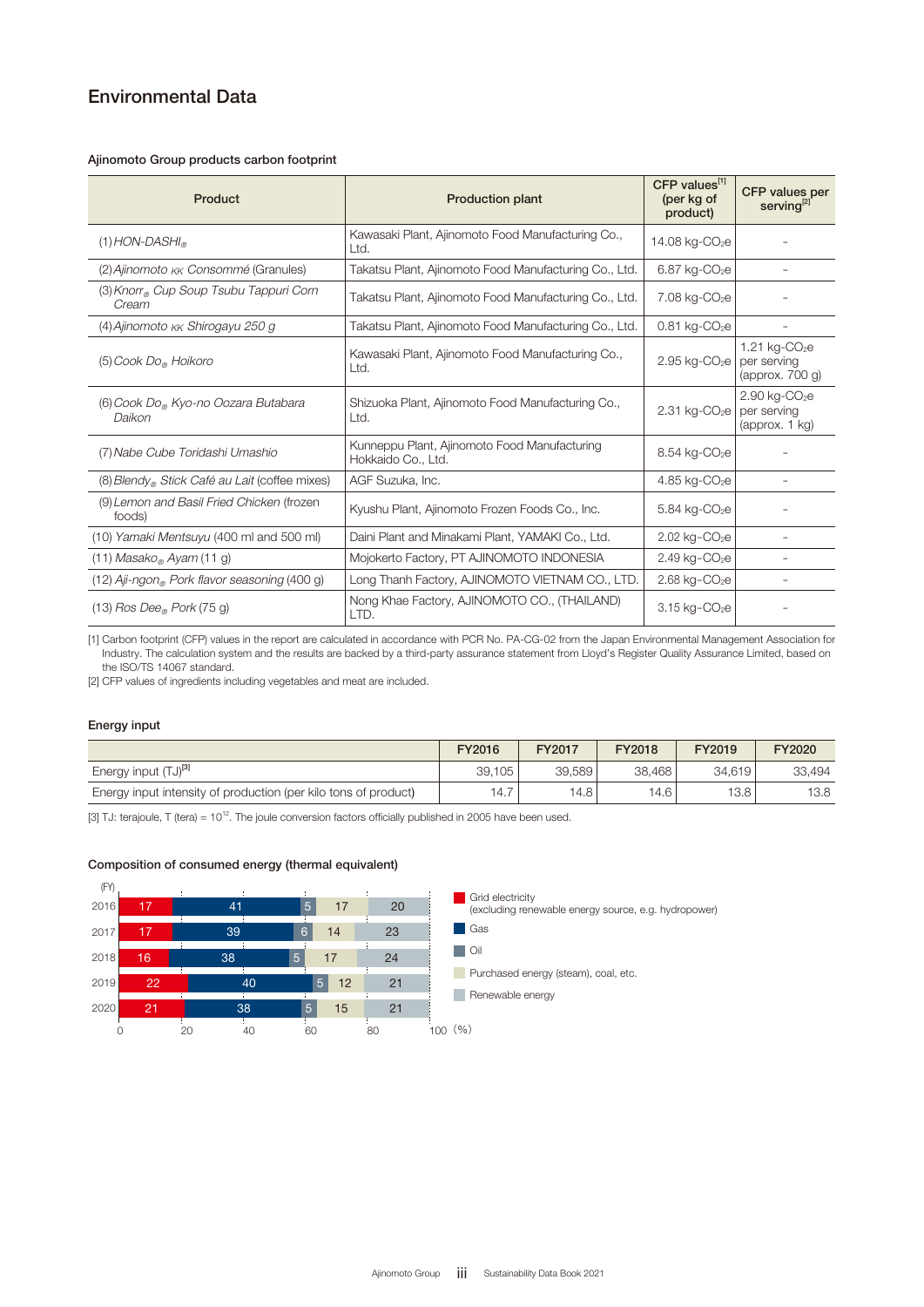# Environmental Data

### Ajinomoto Group products carbon footprint

| Product | Production plant | CFP values[1] (per kg of product) | CFP values per serving[2] |
|---|---|---|---|
| (1) *HON-DASHI®* | Kawasaki Plant, Ajinomoto Food Manufacturing Co., Ltd. | 14.08 kg-$CO_2$e | – |
| (2) *Ajinomoto KK Consommé* (Granules) | Takatsu Plant, Ajinomoto Food Manufacturing Co., Ltd. | 6.87 kg-$CO_2$e | – |
| (3) *Knorr® Cup Soup Tsubu Tappuri Corn Cream* | Takatsu Plant, Ajinomoto Food Manufacturing Co., Ltd. | 7.08 kg-$CO_2$e | – |
| (4) *Ajinomoto KK Shirogayu 250 g* | Takatsu Plant, Ajinomoto Food Manufacturing Co., Ltd. | 0.81 kg-$CO_2$e | – |
| (5) *Cook Do® Hoikoro* | Kawasaki Plant, Ajinomoto Food Manufacturing Co., Ltd. | 2.95 kg-$CO_2$e | 1.21 kg-$CO_2$e per serving (approx. 700 g) |
| (6) *Cook Do® Kyo-no Oozara Butabara Daikon* | Shizuoka Plant, Ajinomoto Food Manufacturing Co., Ltd. | 2.31 kg-$CO_2$e | 2.90 kg-$CO_2$e per serving (approx. 1 kg) |
| (7) *Nabe Cube Toridashi Umashio* | Kunneppu Plant, Ajinomoto Food Manufacturing Hokkaido Co., Ltd. | 8.54 kg-$CO_2$e | – |
| (8) *Blendy® Stick Café au Lait* (coffee mixes) | AGF Suzuka, Inc. | 4.85 kg-$CO_2$e | – |
| (9) *Lemon and Basil Fried Chicken* (frozen foods) | Kyushu Plant, Ajinomoto Frozen Foods Co., Inc. | 5.84 kg-$CO_2$e | – |
| (10) *Yamaki Mentsuyu* (400 ml and 500 ml) | Daini Plant and Minakami Plant, YAMAKI Co., Ltd. | 2.02 kg-$CO_2$e | – |
| (11) *Masako® Ayam* (11 g) | Mojokerto Factory, PT AJINOMOTO INDONESIA | 2.49 kg-$CO_2$e | – |
| (12) *Aji-ngon® Pork flavor seasoning* (400 g) | Long Thanh Factory, AJINOMOTO VIETNAM CO., LTD. | 2.68 kg-$CO_2$e | – |
| (13) *Ros Dee® Pork* (75 g) | Nong Khae Factory, AJINOMOTO CO., (THAILAND) LTD. | 3.15 kg-$CO_2$e | – |

[1] Carbon footprint (CFP) values in the report are calculated in accordance with PCR No. PA-CG-02 from the Japan Environmental Management Association for Industry. The calculation system and the results are backed by a third-party assurance statement from Lloyd's Register Quality Assurance Limited, based on the ISO/TS 14067 standard.
[2] CFP values of ingredients including vegetables and meat are included.

### Energy input

| | FY2016 | FY2017 | FY2018 | FY2019 | FY2020 |
|---|---|---|---|---|---|
| Energy input (TJ)[3] | 39,105 | 39,589 | 38,468 | 34,619 | 33,494 |
| Energy input intensity of production (per kilo tons of product) | 14.7 | 14.8 | 14.6 | 13.8 | 13.8 |

[3] TJ: terajoule, T (tera) = $10^{12}$. The joule conversion factors officially published in 2005 have been used.

### Composition of consumed energy (thermal equivalent)

| (FY) | Grid electricity (excluding renewable energy source, e.g. hydropower) | Gas | Oil | Purchased energy (steam), coal, etc. | Renewable energy |
|---|---|---|---|---|---|
| 2016 | 17 | 41 | 5 | 17 | 20 |
| 2017 | 17 | 39 | 6 | 14 | 23 |
| 2018 | 16 | 38 | 5 | 17 | 24 |
| 2019 | 22 | 40 | 5 | 12 | 21 |
| 2020 | 21 | 38 | 5 | 15 | 21 |

(%)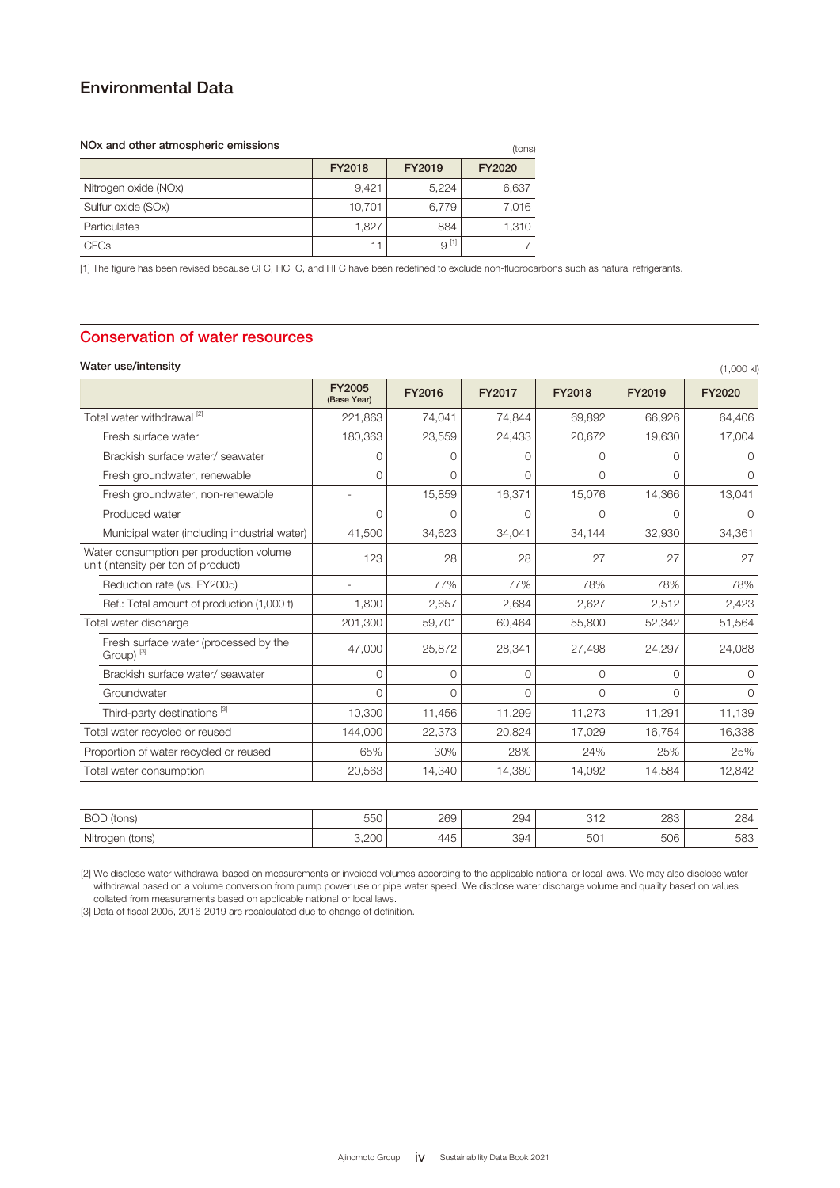# Environmental Data

### NOx and other atmospheric emissions

(tons)

| | FY2018 | FY2019 | FY2020 |
|---|---|---|---|
| Nitrogen oxide (NOx) | 9,421 | 5,224 | 6,637 |
| Sulfur oxide (SOx) | 10,701 | 6,779 | 7,016 |
| Particulates | 1,827 | 884 | 1,310 |
| CFCs | 11 | 9 [1] | 7 |

[1] The figure has been revised because CFC, HCFC, and HFC have been redefined to exclude non-fluorocarbons such as natural refrigerants.

## Conservation of water resources

### Water use/intensity

(1,000 kl)

| | FY2005 (Base Year) | FY2016 | FY2017 | FY2018 | FY2019 | FY2020 |
|---|---|---|---|---|---|---|
| Total water withdrawal [2] | 221,863 | 74,041 | 74,844 | 69,892 | 66,926 | 64,406 |
| Fresh surface water | 180,363 | 23,559 | 24,433 | 20,672 | 19,630 | 17,004 |
| Brackish surface water/ seawater | 0 | 0 | 0 | 0 | 0 | 0 |
| Fresh groundwater, renewable | 0 | 0 | 0 | 0 | 0 | 0 |
| Fresh groundwater, non-renewable | - | 15,859 | 16,371 | 15,076 | 14,366 | 13,041 |
| Produced water | 0 | 0 | 0 | 0 | 0 | 0 |
| Municipal water (including industrial water) | 41,500 | 34,623 | 34,041 | 34,144 | 32,930 | 34,361 |
| Water consumption per production volume unit (intensity per ton of product) | 123 | 28 | 28 | 27 | 27 | 27 |
| Reduction rate (vs. FY2005) | - | 77% | 77% | 78% | 78% | 78% |
| Ref.: Total amount of production (1,000 t) | 1,800 | 2,657 | 2,684 | 2,627 | 2,512 | 2,423 |
| Total water discharge | 201,300 | 59,701 | 60,464 | 55,800 | 52,342 | 51,564 |
| Fresh surface water (processed by the Group) [3] | 47,000 | 25,872 | 28,341 | 27,498 | 24,297 | 24,088 |
| Brackish surface water/ seawater | 0 | 0 | 0 | 0 | 0 | 0 |
| Groundwater | 0 | 0 | 0 | 0 | 0 | 0 |
| Third-party destinations [3] | 10,300 | 11,456 | 11,299 | 11,273 | 11,291 | 11,139 |
| Total water recycled or reused | 144,000 | 22,373 | 20,824 | 17,029 | 16,754 | 16,338 |
| Proportion of water recycled or reused | 65% | 30% | 28% | 24% | 25% | 25% |
| Total water consumption | 20,563 | 14,340 | 14,380 | 14,092 | 14,584 | 12,842 |
| BOD (tons) | 550 | 269 | 294 | 312 | 283 | 284 |
| Nitrogen (tons) | 3,200 | 445 | 394 | 501 | 506 | 583 |

[2] We disclose water withdrawal based on measurements or invoiced volumes according to the applicable national or local laws. We may also disclose water withdrawal based on a volume conversion from pump power use or pipe water speed. We disclose water discharge volume and quality based on values collated from measurements based on applicable national or local laws.

[3] Data of fiscal 2005, 2016-2019 are recalculated due to change of definition.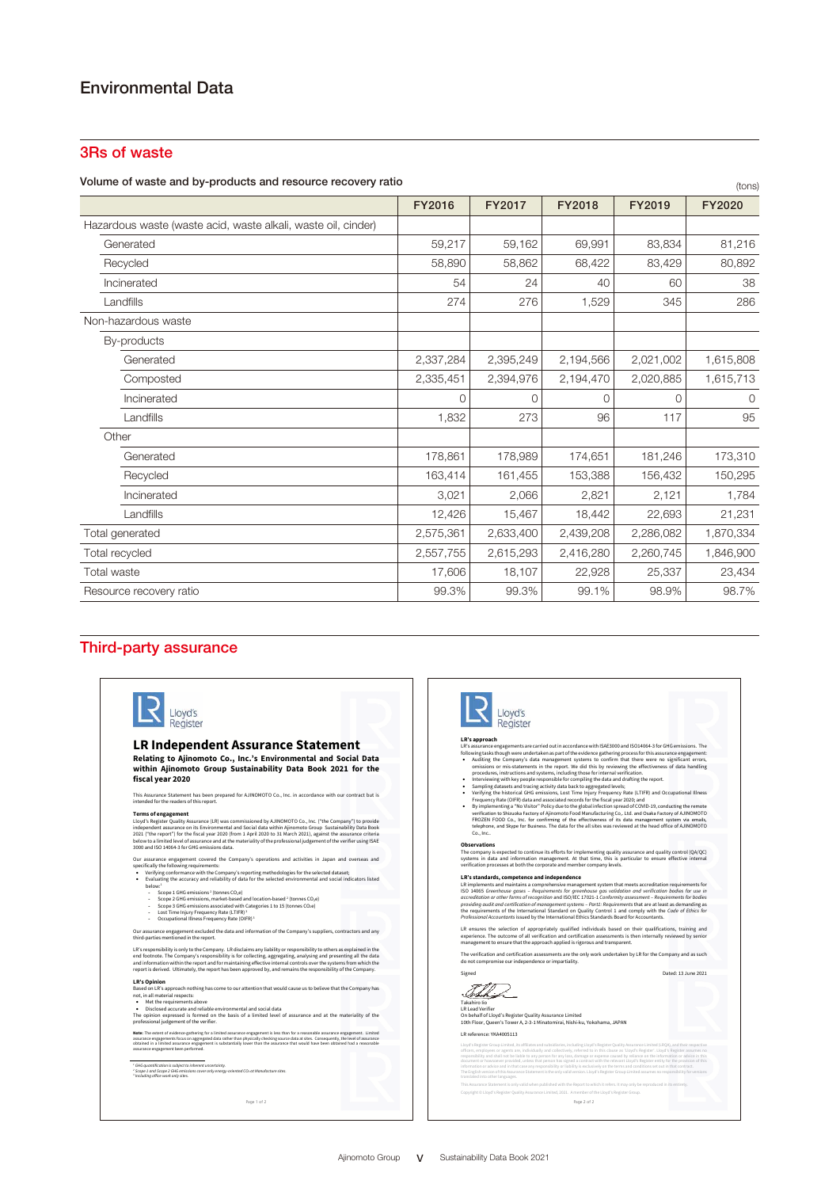# Environmental Data

## 3Rs of waste

**Volume of waste and by-products and resource recovery ratio**

(tons)

| | FY2016 | FY2017 | FY2018 | FY2019 | FY2020 |
|---|---|---|---|---|---|
| Hazardous waste (waste acid, waste alkali, waste oil, cinder) | | | | | |
| Generated | 59,217 | 59,162 | 69,991 | 83,834 | 81,216 |
| Recycled | 58,890 | 58,862 | 68,422 | 83,429 | 80,892 |
| Incinerated | 54 | 24 | 40 | 60 | 38 |
| Landfills | 274 | 276 | 1,529 | 345 | 286 |
| Non-hazardous waste | | | | | |
| By-products | | | | | |
| Generated | 2,337,284 | 2,395,249 | 2,194,566 | 2,021,002 | 1,615,808 |
| Composted | 2,335,451 | 2,394,976 | 2,194,470 | 2,020,885 | 1,615,713 |
| Incinerated | 0 | 0 | 0 | 0 | 0 |
| Landfills | 1,832 | 273 | 96 | 117 | 95 |
| Other | | | | | |
| Generated | 178,861 | 178,989 | 174,651 | 181,246 | 173,310 |
| Recycled | 163,414 | 161,455 | 153,388 | 156,432 | 150,295 |
| Incinerated | 3,021 | 2,066 | 2,821 | 2,121 | 1,784 |
| Landfills | 12,426 | 15,467 | 18,442 | 22,693 | 21,231 |
| Total generated | 2,575,361 | 2,633,400 | 2,439,208 | 2,286,082 | 1,870,334 |
| Total recycled | 2,557,755 | 2,615,293 | 2,416,280 | 2,260,745 | 1,846,900 |
| Total waste | 17,606 | 18,107 | 22,928 | 25,337 | 23,434 |
| Resource recovery ratio | 99.3% | 99.3% | 99.1% | 98.9% | 98.7% |

## Third-party assurance

Lloyd's Register

### LR Independent Assurance Statement

**Relating to Ajinomoto Co., Inc.'s Environmental and Social Data within Ajinomoto Group Sustainability Data Book 2021 for the fiscal year 2020**

This Assurance Statement has been prepared for AJINOMOTO CO., Inc. in accordance with our contract but is intended for the readers of this report.

**Terms of engagement**

Lloyd's Register Quality Assurance (LR) was commissioned by AJINOMOTO Co., Inc. ("the Company") to provide independent assurance on its Environmental and Social data within Ajinomoto Group Sustainability Data Book 2021 ("the report") for the fiscal year 2020 (from 1 April 2020 to 31 March 2021), against the assurance criteria below to a limited level of assurance and at the materiality of the professional judgement of the verifier using ISAE 3000 and ISO 14064-3 for GHG emissions data.

Our assurance engagement covered the Company's operations and activities in Japan and overseas and specifically the following requirements:

- Verifying conformance with the Company's reporting methodologies for the selected dataset;
- Evaluating the accuracy and reliability of data for the selected environmental and social indicators listed below:[1]
  - Scope 1 GHG emissions[2] (tonnes $CO_2e$)
  - Scope 2 GHG emissions, market-based and location-based[2] (tonnes $CO_2e$)
  - Scope 3 GHG emissions associated with Categories 1 to 15 (tonnes $CO_2e$)
  - Lost Time Injury Frequency Rate (LTIFR)[3]
  - Occupational Illness Frequency Rate (OIFR)[3]

Our assurance engagement excluded the data and information of the Company's suppliers, contractors and any third-parties mentioned in the report.

LR's responsibility is only to the Company. LR disclaims any liability or responsibility to others as explained in the end footnote. The Company's responsibility is for collecting, aggregating, analysing and presenting all the data and information within the report and for maintaining effective internal controls over the systems from which the report is derived. Ultimately, the report has been approved by, and remains the responsibility of the Company.

**LR's Opinion**

Based on LR's approach nothing has come to our attention that would cause us to believe that the Company has not, in all material respects:

- Met the requirements above
- Disclosed accurate and reliable environmental and social data

The opinion expressed is formed on the basis of a limited level of assurance and at the materiality of the professional judgement of the verifier.

**Note:** The extent of evidence-gathering for a limited assurance engagement is less than for a reasonable assurance engagement. Limited assurance engagements focus on aggregated data rather than physically checking source data at sites. Consequently, the level of assurance obtained in a limited assurance engagement is substantially lower than the assurance that would have been obtained had a reasonable assurance engagement been performed.

[1] GHG quantification is subject to inherent uncertainty.
[2] Scope 1 and Scope 2 GHG emissions cover only energy-oriented $CO_2$ at Manufacture sites.
[3] Including office work only sites.

Lloyd's Register

**LR's approach**

LR's assurance engagements are carried out in accordance with ISAE3000 and ISO14064-3 for GHG emissions. The following tasks though were undertaken as part of the evidence gathering process for this assurance engagement:

- Auditing the Company's data management systems to confirm that there were no significant errors, omissions or mis-statements in the report. We did this by reviewing the effectiveness of data handling procedures, instructions and systems, including those for internal verification.
- Interviewing with key people responsible for compiling the data and drafting the report.
- Sampling datasets and tracing activity data back to aggregated levels;
- Verifying the historical GHG emissions, Lost Time Injury Frequency Rate (LTIFR) and Occupational Illness Frequency Rate (OIFR) data and associated records for the fiscal year 2020; and
- By implementing a "No Visitor" Policy due to the global infection spread of COVID-19, conducting the remote verification to Shizuoka Factory of Ajinomoto Food Manufacturing Co., Ltd. and Osaka Factory of AJINOMOTO FROZEN FOOD Co., Inc. for confirming of the effectiveness of its data management system via emails, telephone, and Skype for Business. The data for the all sites was reviewed at the head office of AJINOMOTO Co., Inc..

**Observations**

The company is expected to continue its efforts for implementing quality assurance and quality control (QA/QC) systems in data and information management. At that time, this is particular to ensure effective internal verification processes at both the corporate and member company levels.

**LR's standards, competence and independence**

LR implements and maintains a comprehensive management system that meets accreditation requirements for ISO 14065 *Greenhouse gases – Requirements for greenhouse gas validation and verification bodies for use in accreditation or other forms of recognition* and ISO/IEC 17021-1 *Conformity assessment – Requirements for bodies providing audit and certification of management systems – Part1: Requirements* that are at least as demanding as the requirements of the International Standard on Quality Control 1 and comply with the *Code of Ethics for Professional Accountants* issued by the International Ethics Standards Board for Accountants.

LR ensures the selection of appropriately qualified individuals based on their qualifications, training and experience. The outcome of all verification and certification assessments is then internally reviewed by senior management to ensure that the approach applied is rigorous and transparent.

The verification and certification assessments are the only work undertaken by LR for the Company and as such do not compromise our independence or impartiality.

Signed

Dated: 13 June 2021

Takahiro Iio
LR Lead Verifier
On behalf of Lloyd's Register Quality Assurance Limited
10th Floor, Queen's Tower A, 2-3-1 Minatomirai, Nishi-ku, Yokohama, JAPAN

LR reference: YKA4005113

Lloyd's Register Group Limited, its affiliates and subsidiaries, including Lloyd's Register Quality Assurance Limited (LRQA), and their respective officers, employees or agents are, individually and collectively, referred to in this clause as 'Lloyd's Register'. Lloyd's Register assumes no responsibility and shall not be liable to any person for any loss, damage or expense caused by reliance on the information or advice in this document or howsoever provided, unless that person has signed a contract with the relevant Lloyd's Register entity for the provision of this information or advice and in that case any responsibility or liability is exclusively on the terms and conditions set out in that contract.
The English version of this Assurance Statement is the only valid version. Lloyd's Register Group Limited assumes no responsibility for versions translated into other languages.

This Assurance Statement is only valid when published with the Report to which it refers. It may only be reproduced in its entirety.

Copyright © Lloyd's Register Quality Assurance Limited, 2021. A member of the Lloyd's Register Group.